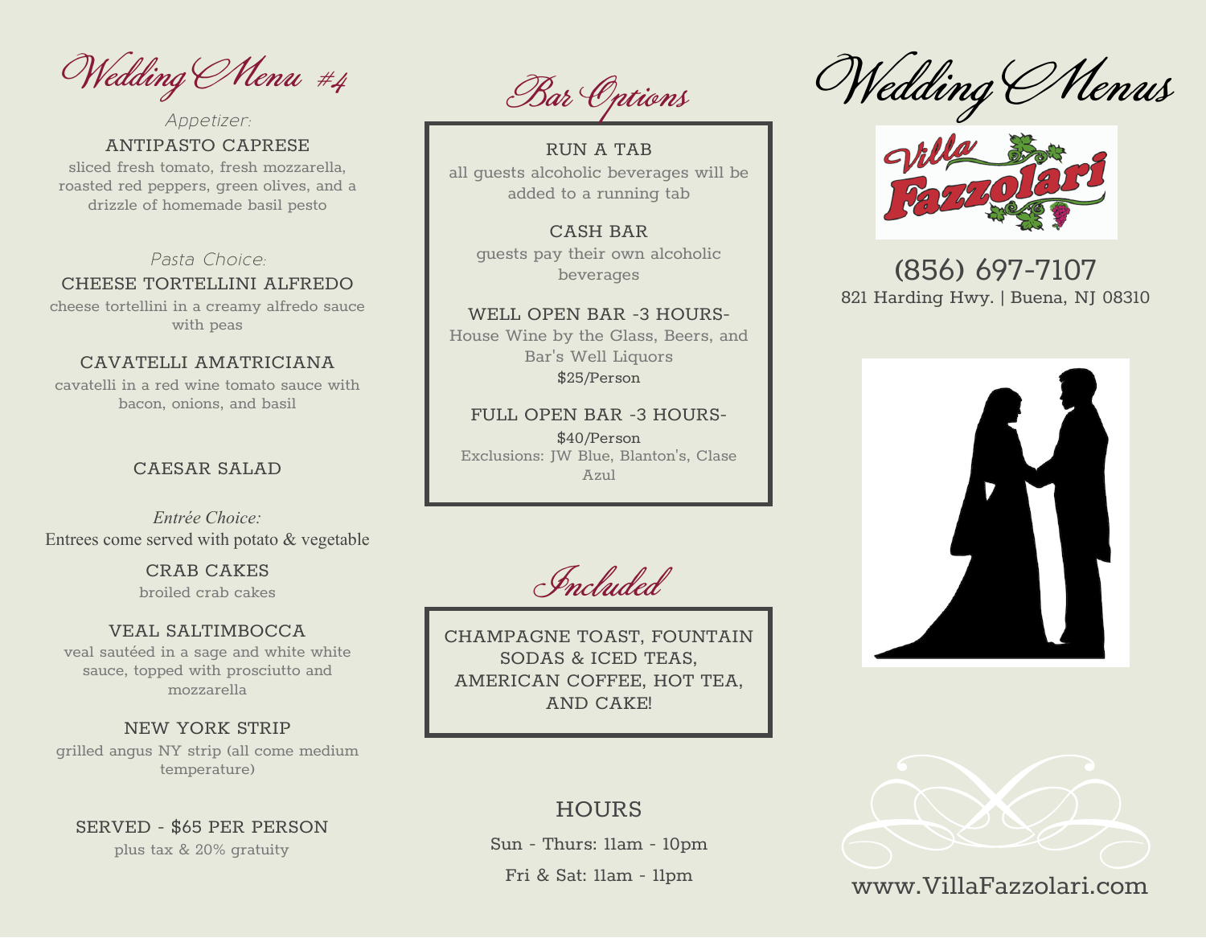# Wedding Menu #4

*Appetizer:*

**ANTIPASTO CAPRESE**
sliced fresh tomato, fresh mozzarella, roasted red peppers, green olives, and a drizzle of homemade basil pesto

*Pasta Choice:*

**CHEESE TORTELLINI ALFREDO**
cheese tortellini in a creamy alfredo sauce with peas

**CAVATELLI AMATRICIANA**
cavatelli in a red wine tomato sauce with bacon, onions, and basil

**CAESAR SALAD**

*Entrée Choice:*
Entrees come served with potato & vegetable

**CRAB CAKES**
broiled crab cakes

**VEAL SALTIMBOCCA**
veal sautéed in a sage and white white sauce, topped with prosciutto and mozzarella

**NEW YORK STRIP**
grilled angus NY strip (all come medium temperature)

**SERVED - $65 PER PERSON**
plus tax & 20% gratuity

## Bar Options

**RUN A TAB**
all guests alcoholic beverages will be added to a running tab

**CASH BAR**
guests pay their own alcoholic beverages

**WELL OPEN BAR -3 HOURS-**
House Wine by the Glass, Beers, and Bar's Well Liquors
$25/Person

**FULL OPEN BAR -3 HOURS-**
$40/Person
Exclusions: JW Blue, Blanton's, Clase Azul

## Included

CHAMPAGNE TOAST, FOUNTAIN SODAS & ICED TEAS, AMERICAN COFFEE, HOT TEA, AND CAKE!

## HOURS

Sun - Thurs: 11am - 10pm

Fri & Sat: 11am - 11pm

# Wedding Menus

Villa Fazzolari

(856) 697-7107
821 Harding Hwy. | Buena, NJ 08310

www.VillaFazzolari.com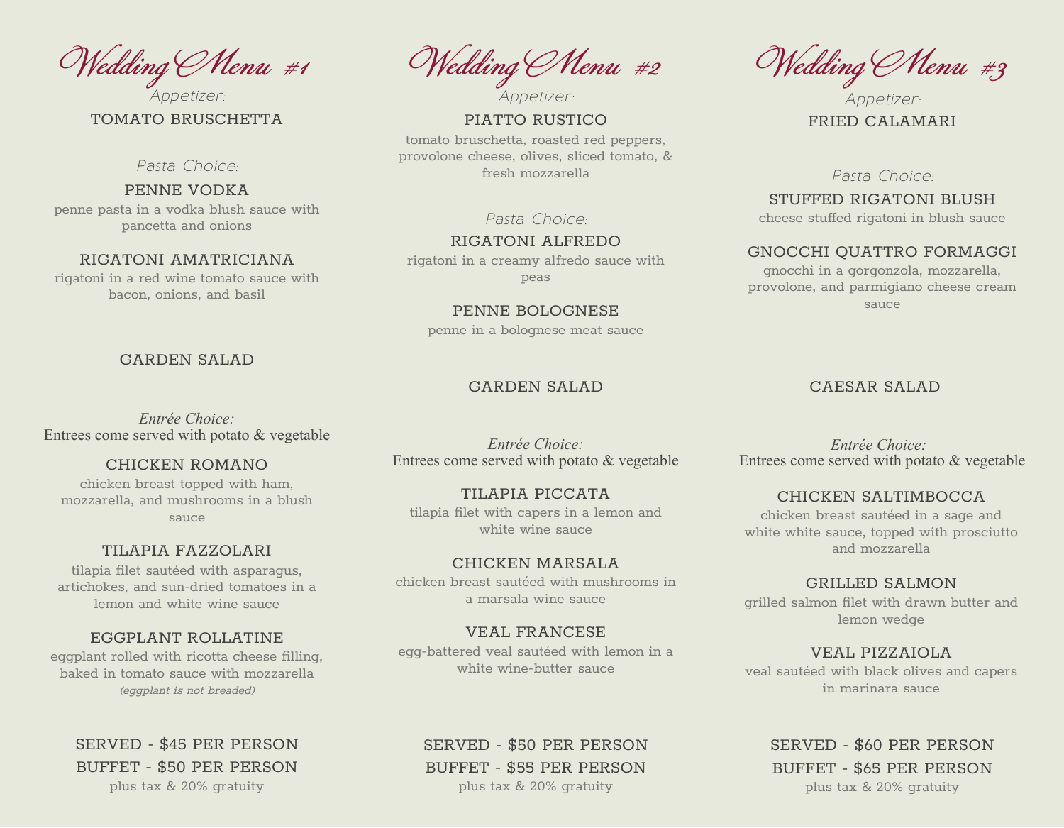# Wedding Menu #1

*Appetizer:*

TOMATO BRUSCHETTA

*Pasta Choice:*

PENNE VODKA
penne pasta in a vodka blush sauce with pancetta and onions

RIGATONI AMATRICIANA
rigatoni in a red wine tomato sauce with bacon, onions, and basil

GARDEN SALAD

*Entrée Choice:*
Entrees come served with potato & vegetable

CHICKEN ROMANO
chicken breast topped with ham, mozzarella, and mushrooms in a blush sauce

TILAPIA FAZZOLARI
tilapia filet sautéed with asparagus, artichokes, and sun-dried tomatoes in a lemon and white wine sauce

EGGPLANT ROLLATINE
eggplant rolled with ricotta cheese filling, baked in tomato sauce with mozzarella
*(eggplant is not breaded)*

SERVED - $45 PER PERSON
BUFFET - $50 PER PERSON
plus tax & 20% gratuity

# Wedding Menu #2

*Appetizer:*

PIATTO RUSTICO
tomato bruschetta, roasted red peppers, provolone cheese, olives, sliced tomato, & fresh mozzarella

*Pasta Choice:*

RIGATONI ALFREDO
rigatoni in a creamy alfredo sauce with peas

PENNE BOLOGNESE
penne in a bolognese meat sauce

GARDEN SALAD

*Entrée Choice:*
Entrees come served with potato & vegetable

TILAPIA PICCATA
tilapia filet with capers in a lemon and white wine sauce

CHICKEN MARSALA
chicken breast sautéed with mushrooms in a marsala wine sauce

VEAL FRANCESE
egg-battered veal sautéed with lemon in a white wine-butter sauce

SERVED - $50 PER PERSON
BUFFET - $55 PER PERSON
plus tax & 20% gratuity

# Wedding Menu #3

*Appetizer:*

FRIED CALAMARI

*Pasta Choice:*

STUFFED RIGATONI BLUSH
cheese stuffed rigatoni in blush sauce

GNOCCHI QUATTRO FORMAGGI
gnocchi in a gorgonzola, mozzarella, provolone, and parmigiano cheese cream sauce

CAESAR SALAD

*Entrée Choice:*
Entrees come served with potato & vegetable

CHICKEN SALTIMBOCCA
chicken breast sautéed in a sage and white white sauce, topped with prosciutto and mozzarella

GRILLED SALMON
grilled salmon filet with drawn butter and lemon wedge

VEAL PIZZAIOLA
veal sautéed with black olives and capers in marinara sauce

SERVED - $60 PER PERSON
BUFFET - $65 PER PERSON
plus tax & 20% gratuity